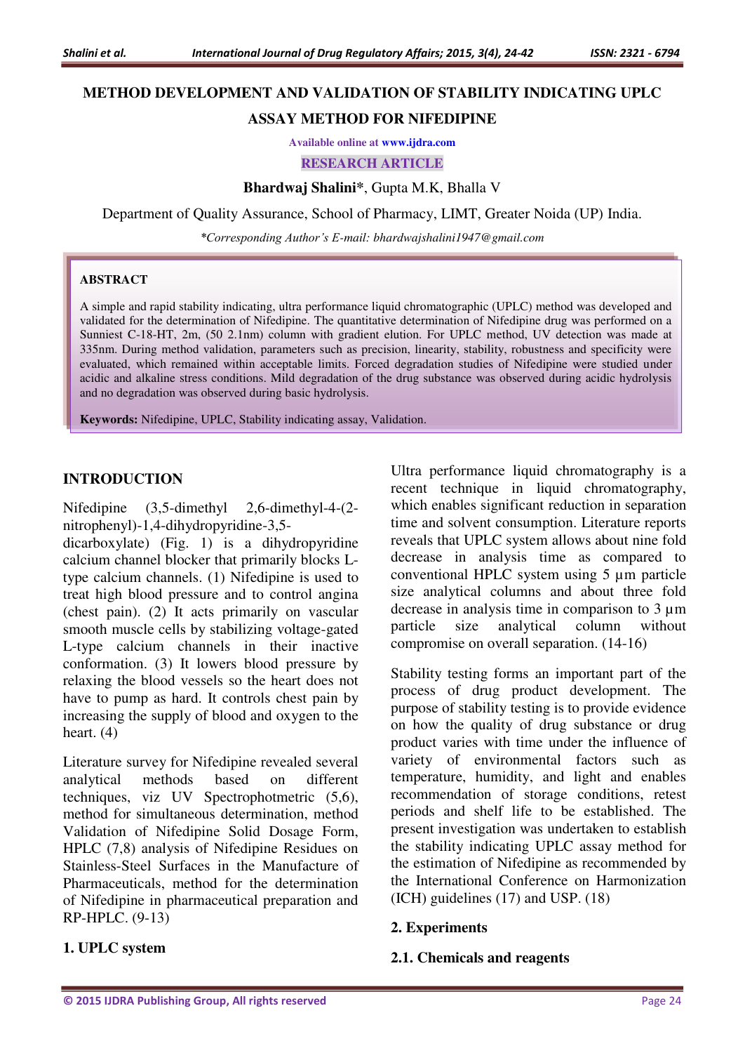# METHOD DEVELOPMENT AND VALIDATION OF STABILITY INDICATING UPLC ASSAY METHOD FOR NIFEDIPINE

Available online at www.ijdra.com

RESEARCH ARTICLE

**Bhardwaj Shalini***, Gupta M.K, Bhalla V

Department of Quality Assurance, School of Pharmacy, LIMT, Greater Noida (UP) India.

*\*Corresponding Author's E-mail: bhardwajshalini1947@gmail.com*

## ABSTRACT

A simple and rapid stability indicating, ultra performance liquid chromatographic (UPLC) method was developed and validated for the determination of Nifedipine. The quantitative determination of Nifedipine drug was performed on a Sunniest C-18-HT, 2m, (50 2.1nm) column with gradient elution. For UPLC method, UV detection was made at 335nm. During method validation, parameters such as precision, linearity, stability, robustness and specificity were evaluated, which remained within acceptable limits. Forced degradation studies of Nifedipine were studied under acidic and alkaline stress conditions. Mild degradation of the drug substance was observed during acidic hydrolysis and no degradation was observed during basic hydrolysis.

**Keywords:** Nifedipine, UPLC, Stability indicating assay, Validation.

## INTRODUCTION

Nifedipine (3,5-dimethyl 2,6-dimethyl-4-(2-nitrophenyl)-1,4-dihydropyridine-3,5-dicarboxylate) (Fig. 1) is a dihydropyridine calcium channel blocker that primarily blocks L-type calcium channels. (1) Nifedipine is used to treat high blood pressure and to control angina (chest pain). (2) It acts primarily on vascular smooth muscle cells by stabilizing voltage-gated L-type calcium channels in their inactive conformation. (3) It lowers blood pressure by relaxing the blood vessels so the heart does not have to pump as hard. It controls chest pain by increasing the supply of blood and oxygen to the heart. (4)

Literature survey for Nifedipine revealed several analytical methods based on different techniques, viz UV Spectrophotmetric (5,6), method for simultaneous determination, method Validation of Nifedipine Solid Dosage Form, HPLC (7,8) analysis of Nifedipine Residues on Stainless-Steel Surfaces in the Manufacture of Pharmaceuticals, method for the determination of Nifedipine in pharmaceutical preparation and RP-HPLC. (9-13)

## 1. UPLC system

Ultra performance liquid chromatography is a recent technique in liquid chromatography, which enables significant reduction in separation time and solvent consumption. Literature reports reveals that UPLC system allows about nine fold decrease in analysis time as compared to conventional HPLC system using 5 µm particle size analytical columns and about three fold decrease in analysis time in comparison to 3 µm particle size analytical column without compromise on overall separation. (14-16)

Stability testing forms an important part of the process of drug product development. The purpose of stability testing is to provide evidence on how the quality of drug substance or drug product varies with time under the influence of variety of environmental factors such as temperature, humidity, and light and enables recommendation of storage conditions, retest periods and shelf life to be established. The present investigation was undertaken to establish the stability indicating UPLC assay method for the estimation of Nifedipine as recommended by the International Conference on Harmonization (ICH) guidelines (17) and USP. (18)

## 2. Experiments

### 2.1. Chemicals and reagents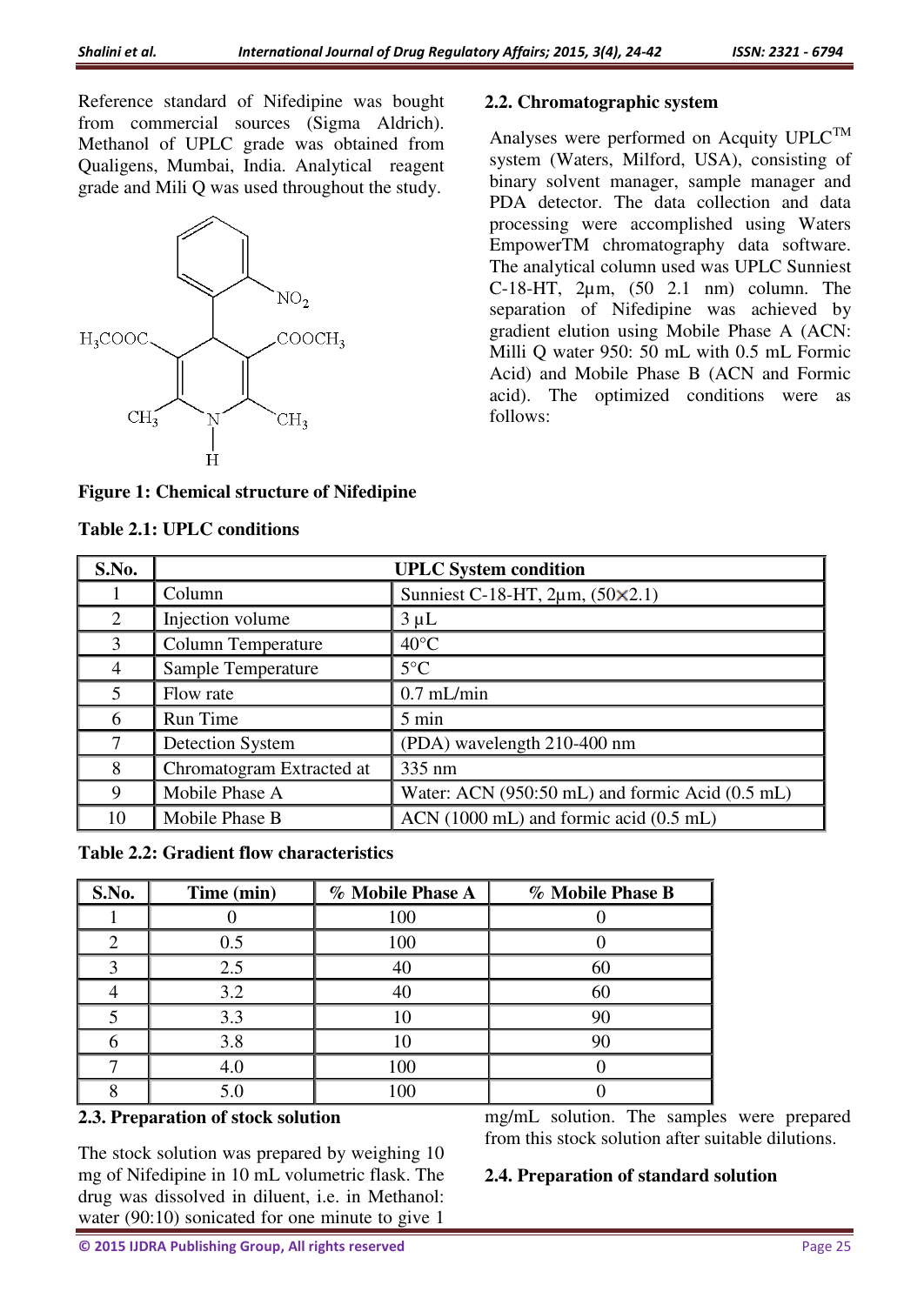Reference standard of Nifedipine was bought from commercial sources (Sigma Aldrich). Methanol of UPLC grade was obtained from Qualigens, Mumbai, India. Analytical reagent grade and Mili Q was used throughout the study.

**Figure 1: Chemical structure of Nifedipine**

## 2.2. Chromatographic system

Analyses were performed on Acquity UPLC™ system (Waters, Milford, USA), consisting of binary solvent manager, sample manager and PDA detector. The data collection and data processing were accomplished using Waters EmpowerTM chromatography data software. The analytical column used was UPLC Sunniest C-18-HT, 2µm, (50 2.1 nm) column. The separation of Nifedipine was achieved by gradient elution using Mobile Phase A (ACN: Milli Q water 950: 50 mL with 0.5 mL Formic Acid) and Mobile Phase B (ACN and Formic acid). The optimized conditions were as follows:

**Table 2.1: UPLC conditions**

| S.No. | UPLC System condition | |
|---|---|---|
| 1 | Column | Sunniest C-18-HT, 2µm, (50×2.1) |
| 2 | Injection volume | 3 µL |
| 3 | Column Temperature | 40°C |
| 4 | Sample Temperature | 5°C |
| 5 | Flow rate | 0.7 mL/min |
| 6 | Run Time | 5 min |
| 7 | Detection System | (PDA) wavelength 210-400 nm |
| 8 | Chromatogram Extracted at | 335 nm |
| 9 | Mobile Phase A | Water: ACN (950:50 mL) and formic Acid (0.5 mL) |
| 10 | Mobile Phase B | ACN (1000 mL) and formic acid (0.5 mL) |

**Table 2.2: Gradient flow characteristics**

| S.No. | Time (min) | % Mobile Phase A | % Mobile Phase B |
|---|---|---|---|
| 1 | 0 | 100 | 0 |
| 2 | 0.5 | 100 | 0 |
| 3 | 2.5 | 40 | 60 |
| 4 | 3.2 | 40 | 60 |
| 5 | 3.3 | 10 | 90 |
| 6 | 3.8 | 10 | 90 |
| 7 | 4.0 | 100 | 0 |
| 8 | 5.0 | 100 | 0 |

## 2.3. Preparation of stock solution

The stock solution was prepared by weighing 10 mg of Nifedipine in 10 mL volumetric flask. The drug was dissolved in diluent, i.e. in Methanol: water (90:10) sonicated for one minute to give 1 mg/mL solution. The samples were prepared from this stock solution after suitable dilutions.

## 2.4. Preparation of standard solution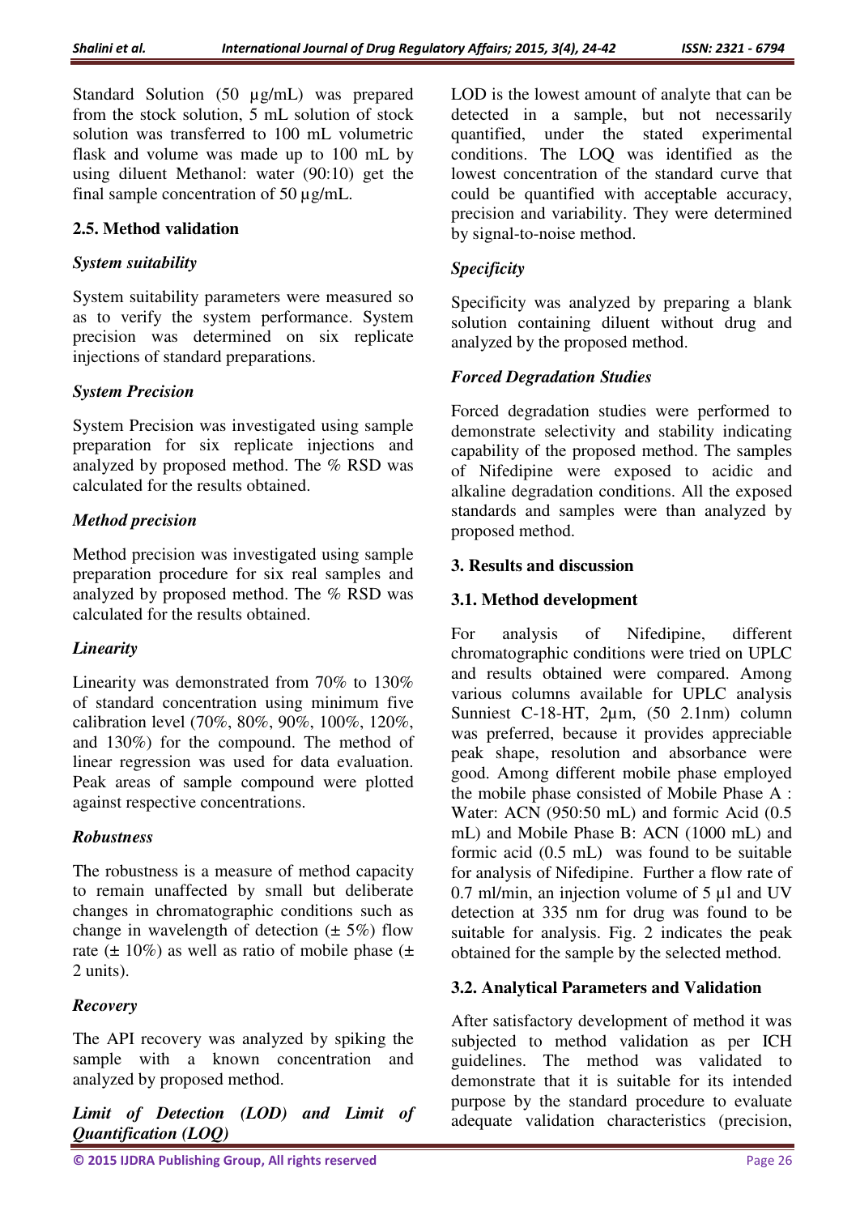Standard Solution (50 µg/mL) was prepared from the stock solution, 5 mL solution of stock solution was transferred to 100 mL volumetric flask and volume was made up to 100 mL by using diluent Methanol: water (90:10) get the final sample concentration of 50 µg/mL.

## 2.5. Method validation

### *System suitability*

System suitability parameters were measured so as to verify the system performance. System precision was determined on six replicate injections of standard preparations.

### *System Precision*

System Precision was investigated using sample preparation for six replicate injections and analyzed by proposed method. The % RSD was calculated for the results obtained.

### *Method precision*

Method precision was investigated using sample preparation procedure for six real samples and analyzed by proposed method. The % RSD was calculated for the results obtained.

### *Linearity*

Linearity was demonstrated from 70% to 130% of standard concentration using minimum five calibration level (70%, 80%, 90%, 100%, 120%, and 130%) for the compound. The method of linear regression was used for data evaluation. Peak areas of sample compound were plotted against respective concentrations.

### *Robustness*

The robustness is a measure of method capacity to remain unaffected by small but deliberate changes in chromatographic conditions such as change in wavelength of detection (± 5%) flow rate (± 10%) as well as ratio of mobile phase (± 2 units).

### *Recovery*

The API recovery was analyzed by spiking the sample with a known concentration and analyzed by proposed method.

### *Limit of Detection (LOD) and Limit of Quantification (LOQ)*

LOD is the lowest amount of analyte that can be detected in a sample, but not necessarily quantified, under the stated experimental conditions. The LOQ was identified as the lowest concentration of the standard curve that could be quantified with acceptable accuracy, precision and variability. They were determined by signal-to-noise method.

### *Specificity*

Specificity was analyzed by preparing a blank solution containing diluent without drug and analyzed by the proposed method.

### *Forced Degradation Studies*

Forced degradation studies were performed to demonstrate selectivity and stability indicating capability of the proposed method. The samples of Nifedipine were exposed to acidic and alkaline degradation conditions. All the exposed standards and samples were than analyzed by proposed method.

## 3. Results and discussion

### 3.1. Method development

For analysis of Nifedipine, different chromatographic conditions were tried on UPLC and results obtained were compared. Among various columns available for UPLC analysis Sunniest C-18-HT, 2µm, (50 2.1nm) column was preferred, because it provides appreciable peak shape, resolution and absorbance were good. Among different mobile phase employed the mobile phase consisted of Mobile Phase A : Water: ACN (950:50 mL) and formic Acid (0.5 mL) and Mobile Phase B: ACN (1000 mL) and formic acid (0.5 mL) was found to be suitable for analysis of Nifedipine. Further a flow rate of 0.7 ml/min, an injection volume of 5 µl and UV detection at 335 nm for drug was found to be suitable for analysis. Fig. 2 indicates the peak obtained for the sample by the selected method.

### 3.2. Analytical Parameters and Validation

After satisfactory development of method it was subjected to method validation as per ICH guidelines. The method was validated to demonstrate that it is suitable for its intended purpose by the standard procedure to evaluate adequate validation characteristics (precision,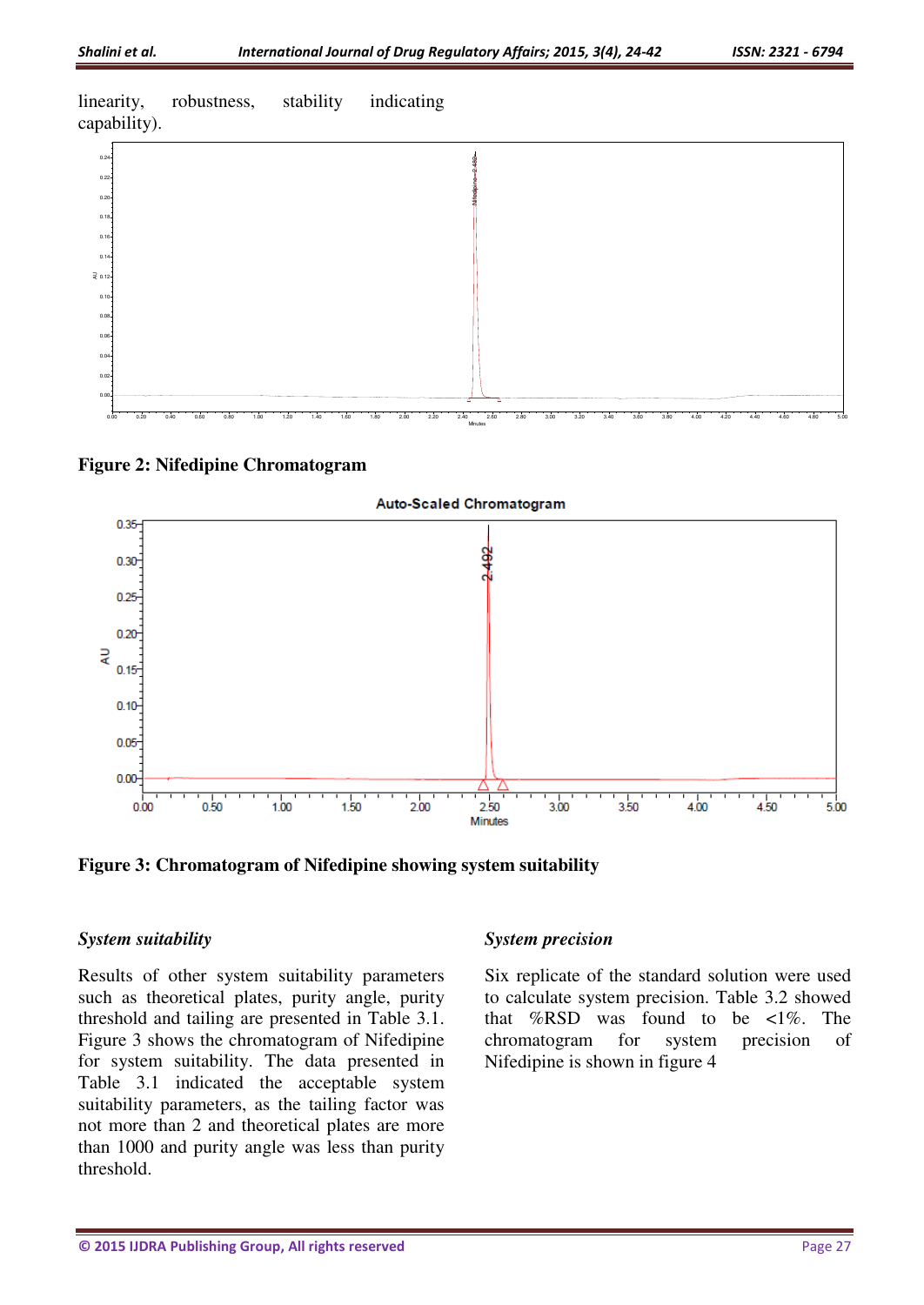linearity, robustness, stability indicating capability).

**Figure 2: Nifedipine Chromatogram**

**Figure 3: Chromatogram of Nifedipine showing system suitability**

### *System suitability*

Results of other system suitability parameters such as theoretical plates, purity angle, purity threshold and tailing are presented in Table 3.1. Figure 3 shows the chromatogram of Nifedipine for system suitability. The data presented in Table 3.1 indicated the acceptable system suitability parameters, as the tailing factor was not more than 2 and theoretical plates are more than 1000 and purity angle was less than purity threshold.

### *System precision*

Six replicate of the standard solution were used to calculate system precision. Table 3.2 showed that %RSD was found to be <1%. The chromatogram for system precision of Nifedipine is shown in figure 4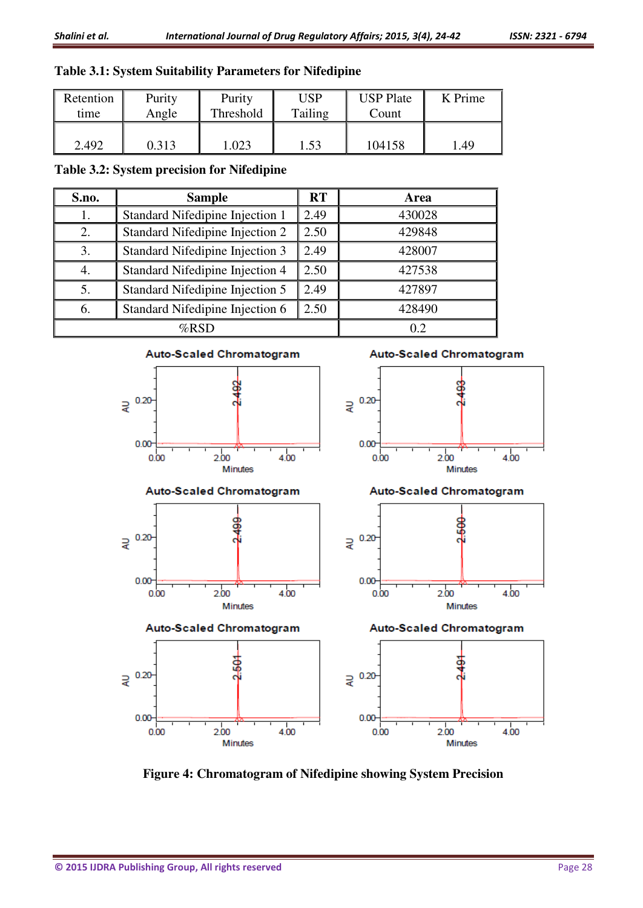**Table 3.1: System Suitability Parameters for Nifedipine**

| Retention time | Purity Angle | Purity Threshold | USP Tailing | USP Plate Count | K Prime |
|---|---|---|---|---|---|
| 2.492 | 0.313 | 1.023 | 1.53 | 104158 | 1.49 |

**Table 3.2: System precision for Nifedipine**

| S.no. | Sample | RT | Area |
|---|---|---|---|
| 1. | Standard Nifedipine Injection 1 | 2.49 | 430028 |
| 2. | Standard Nifedipine Injection 2 | 2.50 | 429848 |
| 3. | Standard Nifedipine Injection 3 | 2.49 | 428007 |
| 4. | Standard Nifedipine Injection 4 | 2.50 | 427538 |
| 5. | Standard Nifedipine Injection 5 | 2.49 | 427897 |
| 6. | Standard Nifedipine Injection 6 | 2.50 | 428490 |
| %RSD | | | 0.2 |

**Figure 4: Chromatogram of Nifedipine showing System Precision**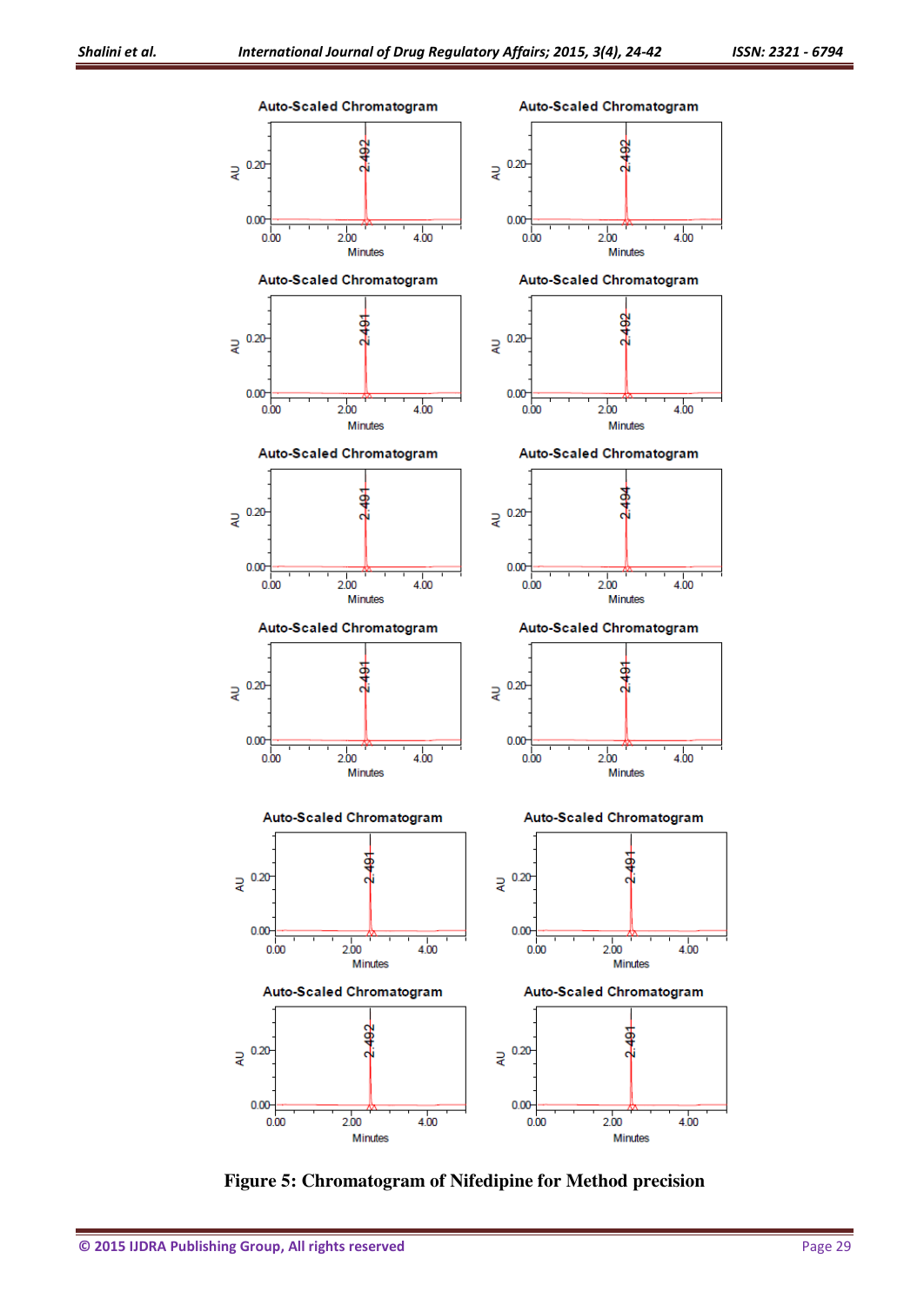Figure 5: Chromatogram of Nifedipine for Method precision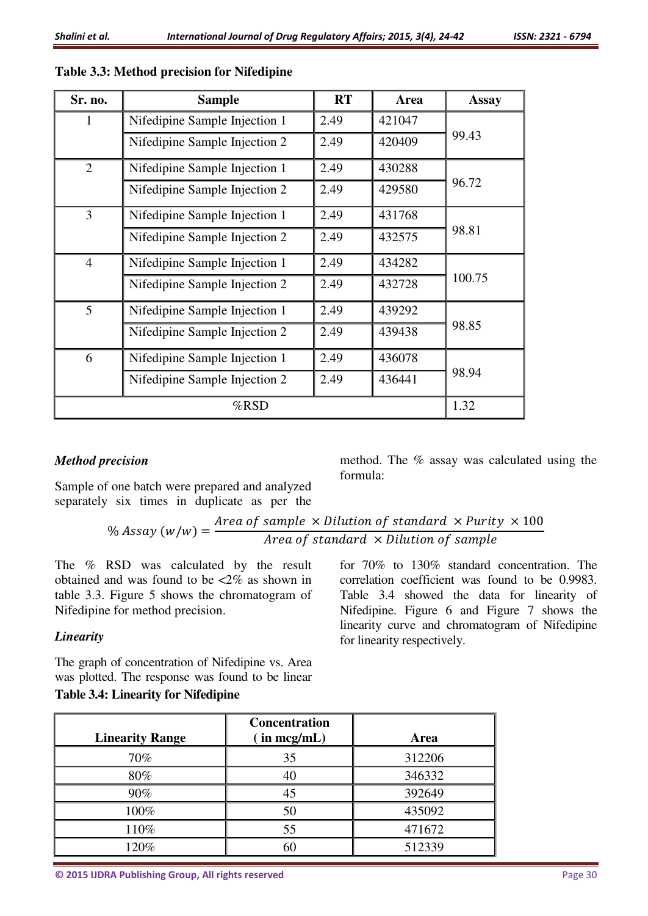**Table 3.3: Method precision for Nifedipine**

| Sr. no. | Sample | RT | Area | Assay |
|---|---|---|---|---|
| 1 | Nifedipine Sample Injection 1 | 2.49 | 421047 | 99.43 |
| | Nifedipine Sample Injection 2 | 2.49 | 420409 | |
| 2 | Nifedipine Sample Injection 1 | 2.49 | 430288 | 96.72 |
| | Nifedipine Sample Injection 2 | 2.49 | 429580 | |
| 3 | Nifedipine Sample Injection 1 | 2.49 | 431768 | 98.81 |
| | Nifedipine Sample Injection 2 | 2.49 | 432575 | |
| 4 | Nifedipine Sample Injection 1 | 2.49 | 434282 | 100.75 |
| | Nifedipine Sample Injection 2 | 2.49 | 432728 | |
| 5 | Nifedipine Sample Injection 1 | 2.49 | 439292 | 98.85 |
| | Nifedipine Sample Injection 2 | 2.49 | 439438 | |
| 6 | Nifedipine Sample Injection 1 | 2.49 | 436078 | 98.94 |
| | Nifedipine Sample Injection 2 | 2.49 | 436441 | |
| %RSD | | | | 1.32 |

***Method precision***

Sample of one batch were prepared and analyzed separately six times in duplicate as per the method. The % assay was calculated using the formula:

$$\% \, Assay \, (w/w) = \frac{Area \, of \, sample \, \times Dilution \, of \, standard \, \times Purity \, \times 100}{Area \, of \, standard \, \times Dilution \, of \, sample}$$

The % RSD was calculated by the result obtained and was found to be <2% as shown in table 3.3. Figure 5 shows the chromatogram of Nifedipine for method precision.

***Linearity***

The graph of concentration of Nifedipine vs. Area was plotted. The response was found to be linear for 70% to 130% standard concentration. The correlation coefficient was found to be 0.9983. Table 3.4 showed the data for linearity of Nifedipine. Figure 6 and Figure 7 shows the linearity curve and chromatogram of Nifedipine for linearity respectively.

**Table 3.4: Linearity for Nifedipine**

| Linearity Range | Concentration ( in mcg/mL) | Area |
|---|---|---|
| 70% | 35 | 312206 |
| 80% | 40 | 346332 |
| 90% | 45 | 392649 |
| 100% | 50 | 435092 |
| 110% | 55 | 471672 |
| 120% | 60 | 512339 |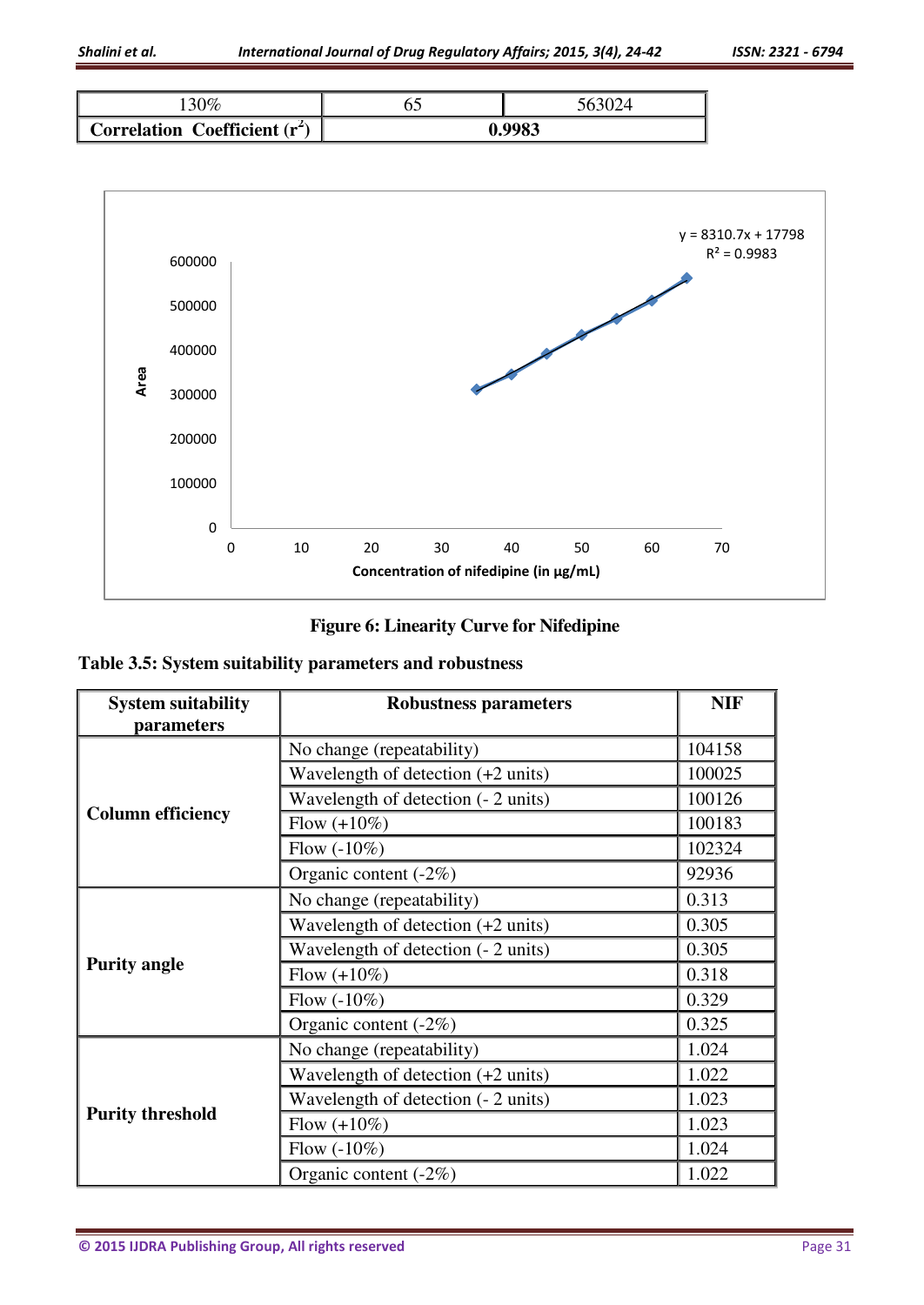| 130% | 65 | 563024 |
|---|---|---|
| **Correlation Coefficient ($r^2$)** | **0.9983** | |

**Figure 6: Linearity Curve for Nifedipine**

**Table 3.5: System suitability parameters and robustness**

| System suitability parameters | Robustness parameters | NIF |
|---|---|---|
| **Column efficiency** | No change (repeatability) | 104158 |
| | Wavelength of detection (+2 units) | 100025 |
| | Wavelength of detection (- 2 units) | 100126 |
| | Flow (+10%) | 100183 |
| | Flow (-10%) | 102324 |
| | Organic content (-2%) | 92936 |
| **Purity angle** | No change (repeatability) | 0.313 |
| | Wavelength of detection (+2 units) | 0.305 |
| | Wavelength of detection (- 2 units) | 0.305 |
| | Flow (+10%) | 0.318 |
| | Flow (-10%) | 0.329 |
| | Organic content (-2%) | 0.325 |
| **Purity threshold** | No change (repeatability) | 1.024 |
| | Wavelength of detection (+2 units) | 1.022 |
| | Wavelength of detection (- 2 units) | 1.023 |
| | Flow (+10%) | 1.023 |
| | Flow (-10%) | 1.024 |
| | Organic content (-2%) | 1.022 |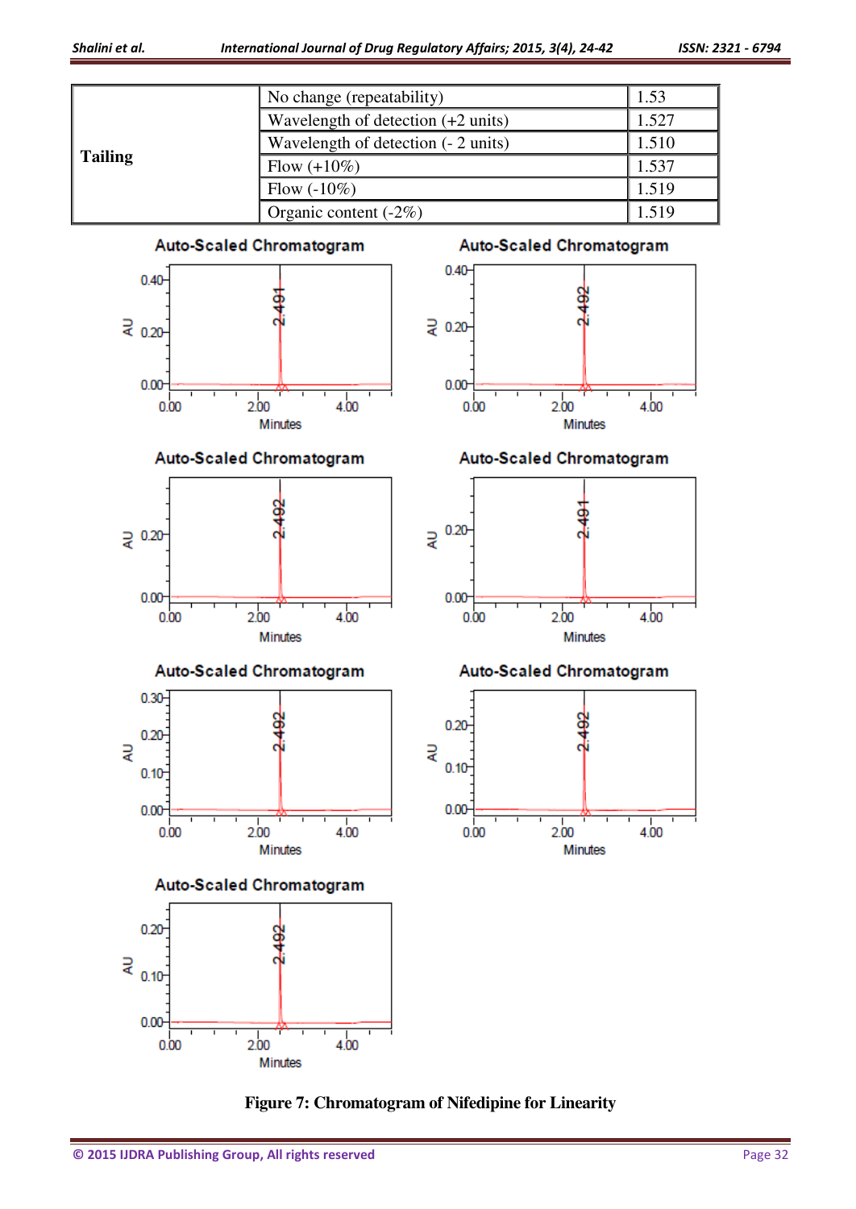| Tailing | No change (repeatability) | 1.53 |
|---|---|---|
| | Wavelength of detection (+2 units) | 1.527 |
| | Wavelength of detection (- 2 units) | 1.510 |
| | Flow (+10%) | 1.537 |
| | Flow (-10%) | 1.519 |
| | Organic content (-2%) | 1.519 |

**Figure 7: Chromatogram of Nifedipine for Linearity**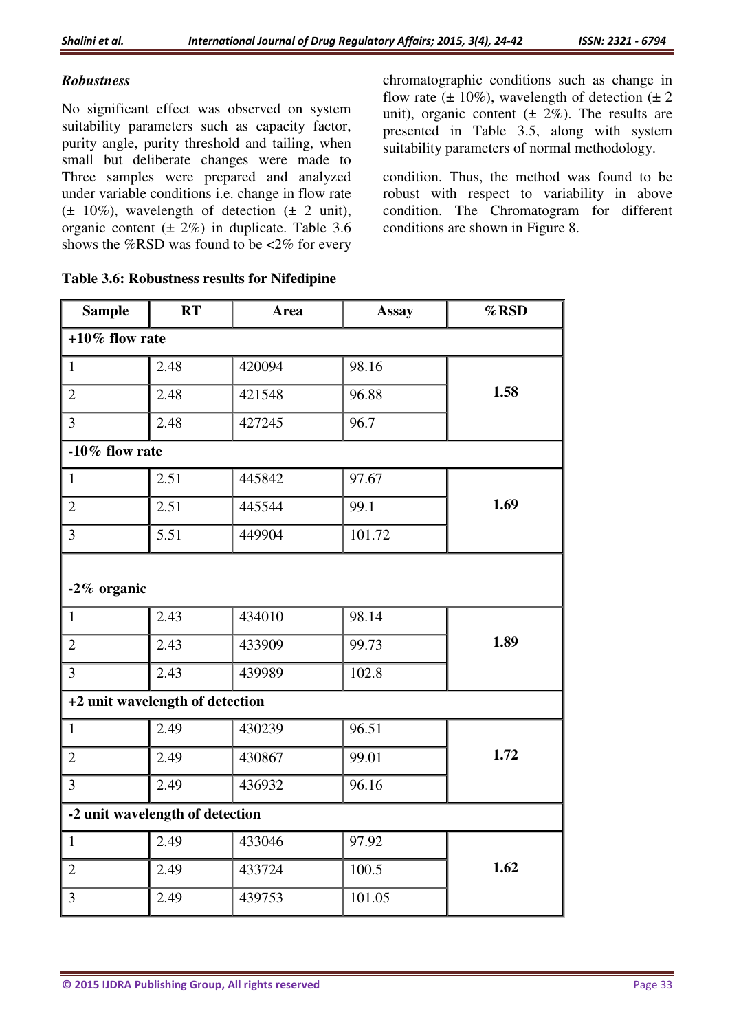### *Robustness*

No significant effect was observed on system suitability parameters such as capacity factor, purity angle, purity threshold and tailing, when small but deliberate changes were made to chromatographic conditions such as change in flow rate (± 10%), wavelength of detection (± 2 unit), organic content (± 2%). The results are presented in Table 3.5, along with system suitability parameters of normal methodology.

Three samples were prepared and analyzed under variable conditions i.e. change in flow rate (± 10%), wavelength of detection (± 2 unit), organic content (± 2%) in duplicate. Table 3.6 shows the %RSD was found to be <2% for every condition. Thus, the method was found to be robust with respect to variability in above condition. The Chromatogram for different conditions are shown in Figure 8.

**Table 3.6: Robustness results for Nifedipine**

| Sample | RT | Area | Assay | %RSD |
|---|---|---|---|---|
| **+10% flow rate** | | | | |
| 1 | 2.48 | 420094 | 98.16 | **1.58** |
| 2 | 2.48 | 421548 | 96.88 | |
| 3 | 2.48 | 427245 | 96.7 | |
| **-10% flow rate** | | | | |
| 1 | 2.51 | 445842 | 97.67 | **1.69** |
| 2 | 2.51 | 445544 | 99.1 | |
| 3 | 5.51 | 449904 | 101.72 | |
| **-2% organic** | | | | |
| 1 | 2.43 | 434010 | 98.14 | **1.89** |
| 2 | 2.43 | 433909 | 99.73 | |
| 3 | 2.43 | 439989 | 102.8 | |
| **+2 unit wavelength of detection** | | | | |
| 1 | 2.49 | 430239 | 96.51 | **1.72** |
| 2 | 2.49 | 430867 | 99.01 | |
| 3 | 2.49 | 436932 | 96.16 | |
| **-2 unit wavelength of detection** | | | | |
| 1 | 2.49 | 433046 | 97.92 | **1.62** |
| 2 | 2.49 | 433724 | 100.5 | |
| 3 | 2.49 | 439753 | 101.05 | |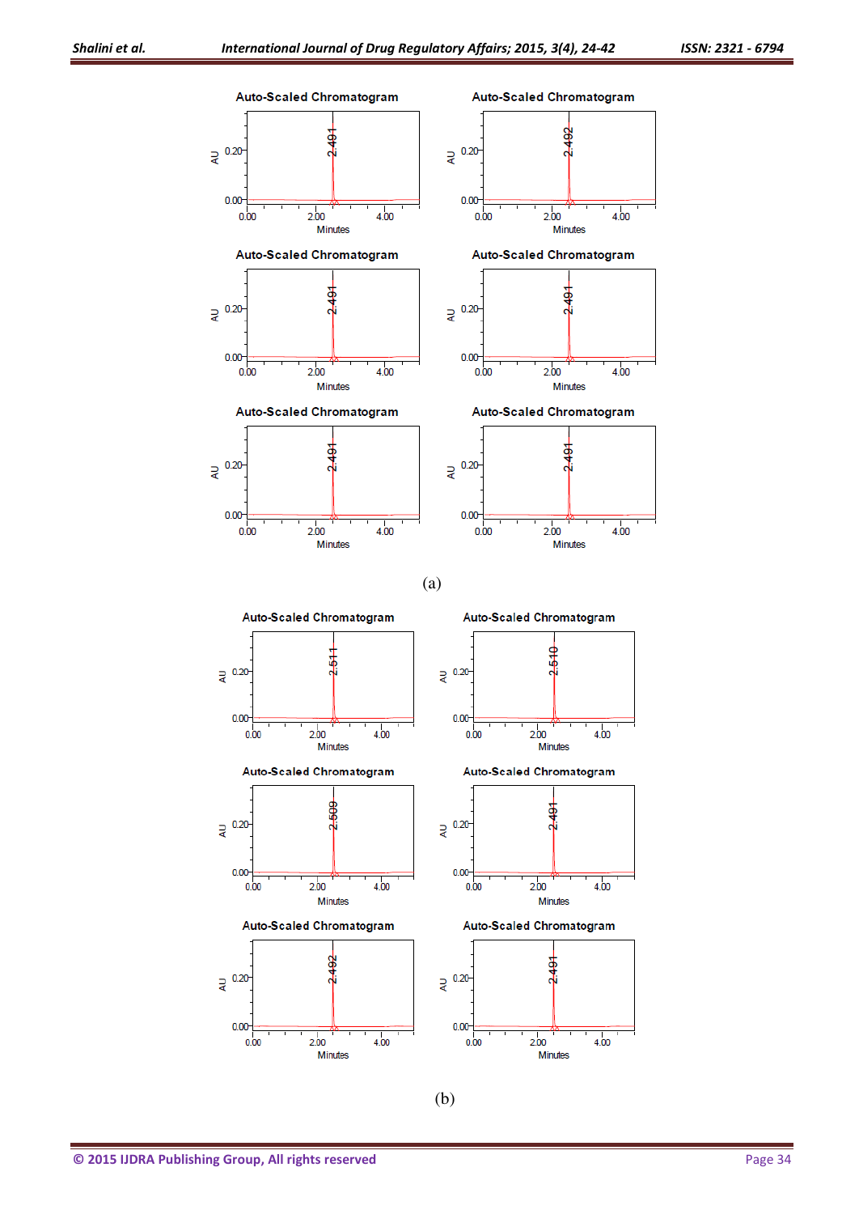Auto-Scaled Chromatogram

(a)

Auto-Scaled Chromatogram

(b)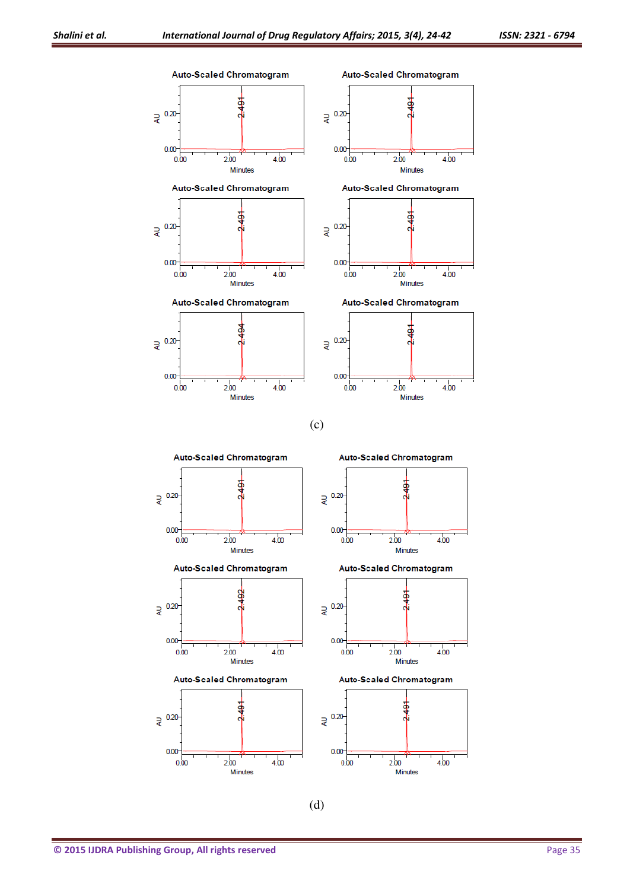(c)

(d)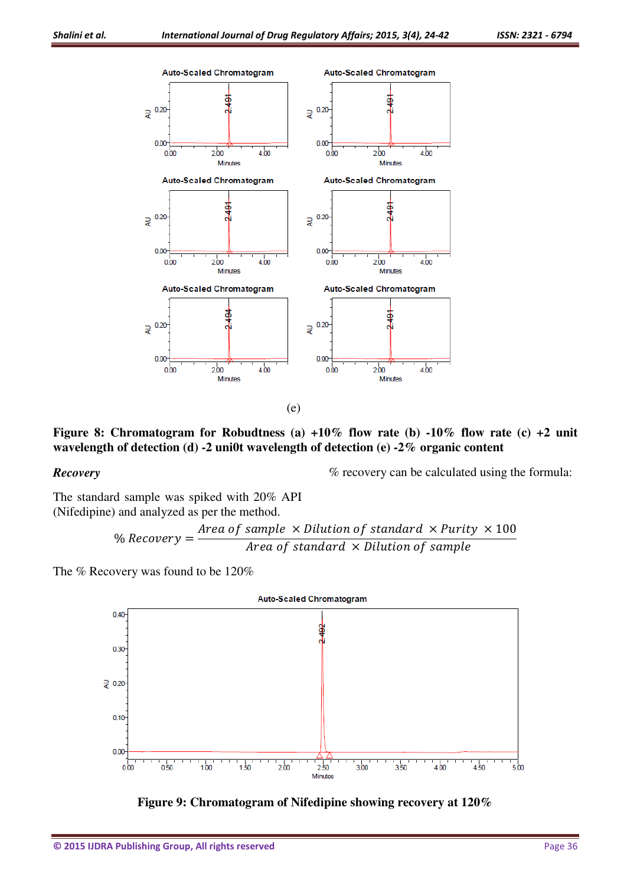(e)

**Figure 8: Chromatogram for Robudtness (a) +10% flow rate (b) -10% flow rate (c) +2 unit wavelength of detection (d) -2 uni0t wavelength of detection (e) -2% organic content**

***Recovery***

The standard sample was spiked with 20% API (Nifedipine) and analyzed as per the method.

% recovery can be calculated using the formula:

$$\% \, Recovery = \frac{Area\ of\ sample\ \times Dilution\ of\ standard\ \times Purity\ \times 100}{Area\ of\ standard\ \times Dilution\ of\ sample}$$

The % Recovery was found to be 120%

**Figure 9: Chromatogram of Nifedipine showing recovery at 120%**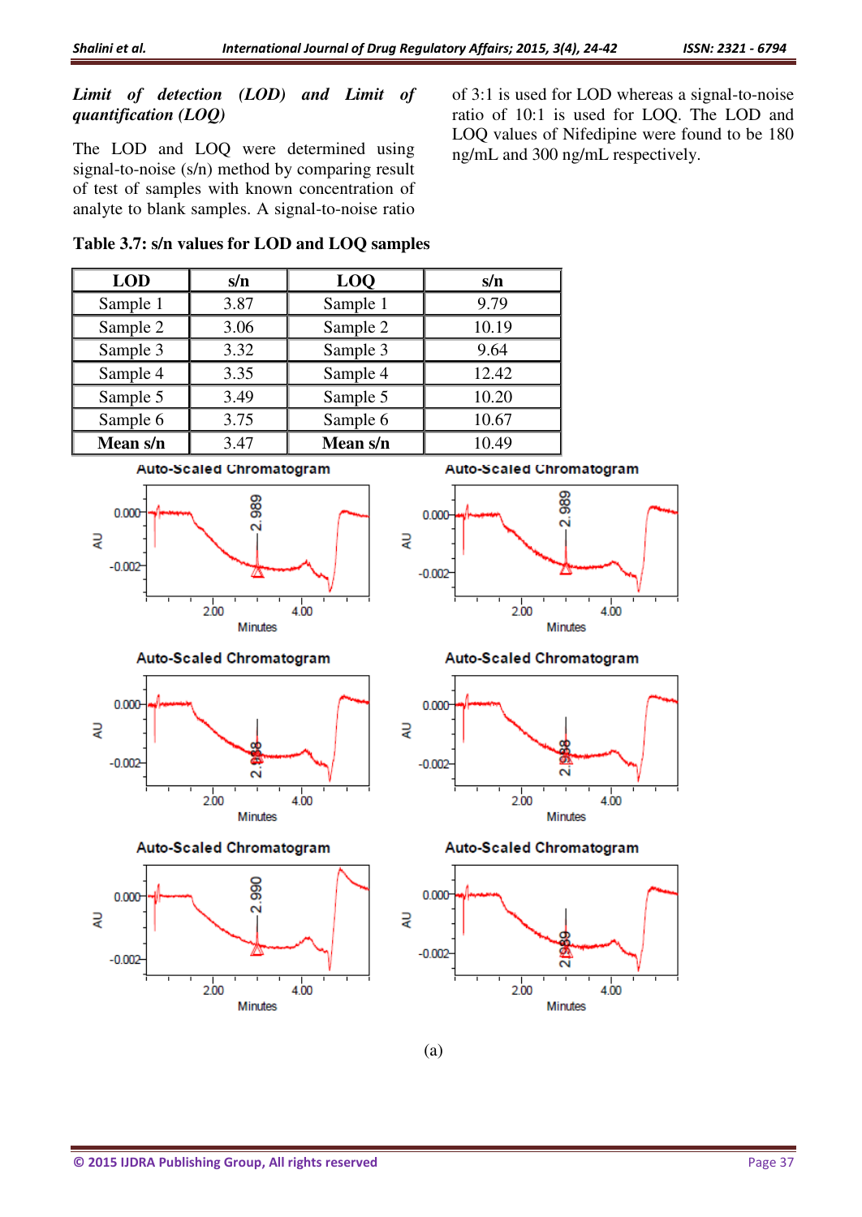***Limit of detection (LOD) and Limit of quantification (LOQ)***

The LOD and LOQ were determined using signal-to-noise (s/n) method by comparing result of test of samples with known concentration of analyte to blank samples. A signal-to-noise ratio of 3:1 is used for LOD whereas a signal-to-noise ratio of 10:1 is used for LOQ. The LOD and LOQ values of Nifedipine were found to be 180 ng/mL and 300 ng/mL respectively.

**Table 3.7: s/n values for LOD and LOQ samples**

| LOD | s/n | LOQ | s/n |
|---|---|---|---|
| Sample 1 | 3.87 | Sample 1 | 9.79 |
| Sample 2 | 3.06 | Sample 2 | 10.19 |
| Sample 3 | 3.32 | Sample 3 | 9.64 |
| Sample 4 | 3.35 | Sample 4 | 12.42 |
| Sample 5 | 3.49 | Sample 5 | 10.20 |
| Sample 6 | 3.75 | Sample 6 | 10.67 |
| **Mean s/n** | 3.47 | **Mean s/n** | 10.49 |

(a)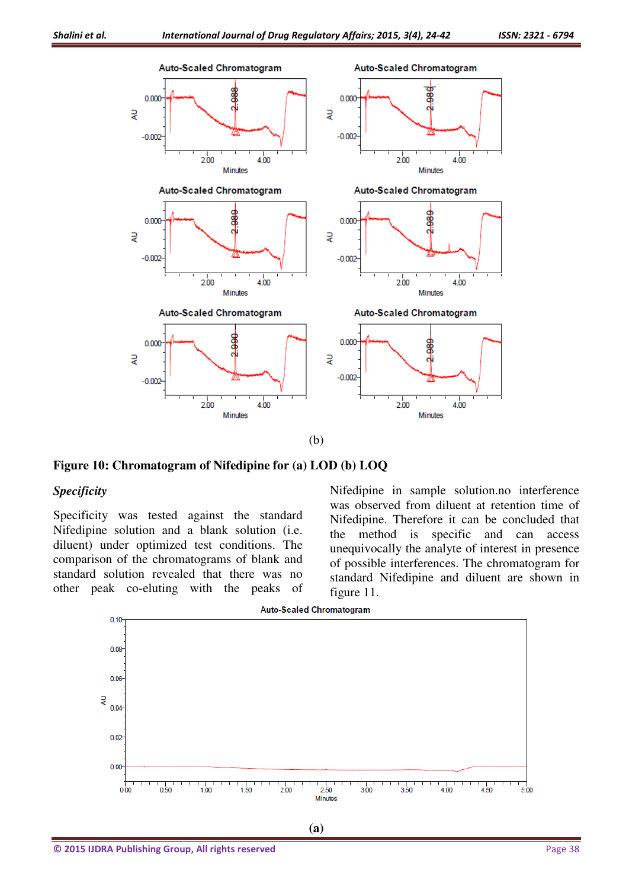(b)

**Figure 10: Chromatogram of Nifedipine for (a) LOD (b) LOQ**

### *Specificity*

Specificity was tested against the standard Nifedipine solution and a blank solution (i.e. diluent) under optimized test conditions. The comparison of the chromatograms of blank and standard solution revealed that there was no other peak co-eluting with the peaks of Nifedipine in sample solution.no interference was observed from diluent at retention time of Nifedipine. Therefore it can be concluded that the method is specific and can access unequivocally the analyte of interest in presence of possible interferences. The chromatogram for standard Nifedipine and diluent are shown in figure 11.

**(a)**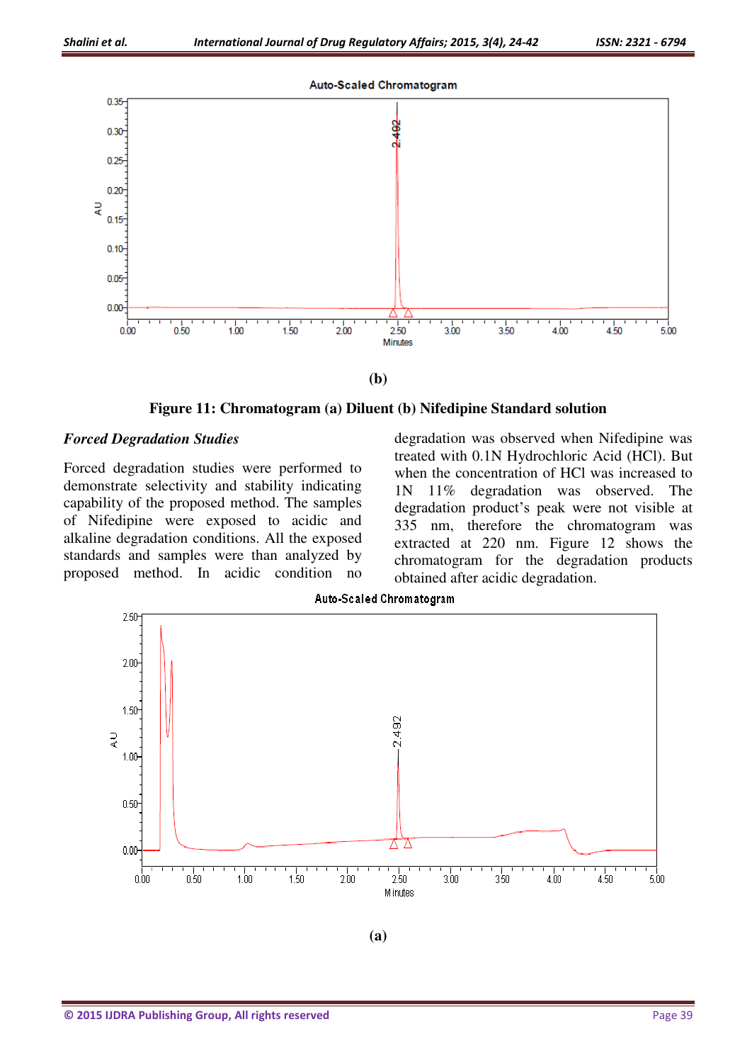**(b)**

**Figure 11: Chromatogram (a) Diluent (b) Nifedipine Standard solution**

### *Forced Degradation Studies*

Forced degradation studies were performed to demonstrate selectivity and stability indicating capability of the proposed method. The samples of Nifedipine were exposed to acidic and alkaline degradation conditions. All the exposed standards and samples were than analyzed by proposed method. In acidic condition no degradation was observed when Nifedipine was treated with 0.1N Hydrochloric Acid (HCl). But when the concentration of HCl was increased to 1N 11% degradation was observed. The degradation product's peak were not visible at 335 nm, therefore the chromatogram was extracted at 220 nm. Figure 12 shows the chromatogram for the degradation products obtained after acidic degradation.

**(a)**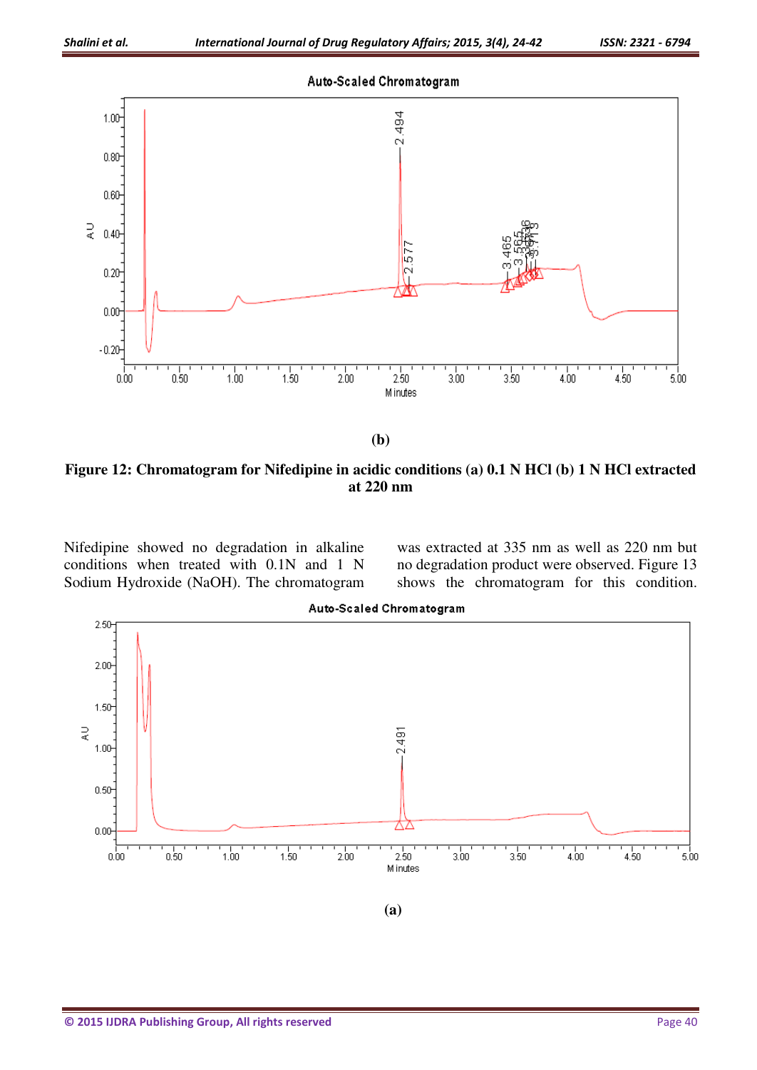**(b)**

**Figure 12: Chromatogram for Nifedipine in acidic conditions (a) 0.1 N HCl (b) 1 N HCl extracted at 220 nm**

Nifedipine showed no degradation in alkaline conditions when treated with 0.1N and 1 N Sodium Hydroxide (NaOH). The chromatogram was extracted at 335 nm as well as 220 nm but no degradation product were observed. Figure 13 shows the chromatogram for this condition.

**(a)**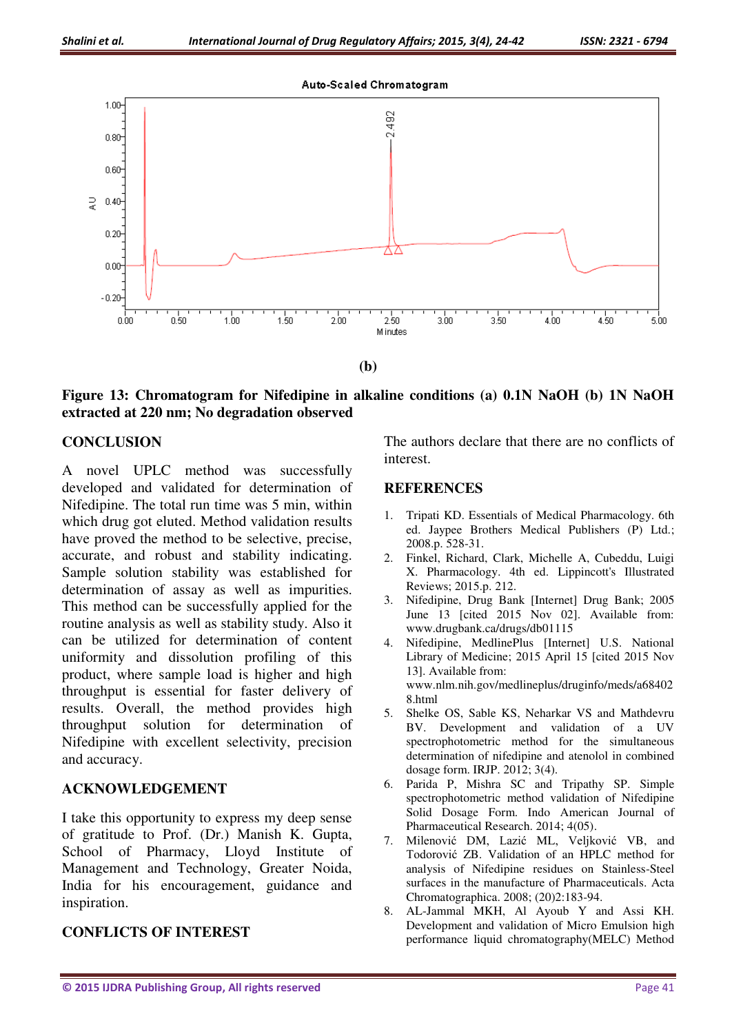(b)

**Figure 13: Chromatogram for Nifedipine in alkaline conditions (a) 0.1N NaOH (b) 1N NaOH extracted at 220 nm; No degradation observed**

## CONCLUSION

A novel UPLC method was successfully developed and validated for determination of Nifedipine. The total run time was 5 min, within which drug got eluted. Method validation results have proved the method to be selective, precise, accurate, and robust and stability indicating. Sample solution stability was established for determination of assay as well as impurities. This method can be successfully applied for the routine analysis as well as stability study. Also it can be utilized for determination of content uniformity and dissolution profiling of this product, where sample load is higher and high throughput is essential for faster delivery of results. Overall, the method provides high throughput solution for determination of Nifedipine with excellent selectivity, precision and accuracy.

## ACKNOWLEDGEMENT

I take this opportunity to express my deep sense of gratitude to Prof. (Dr.) Manish K. Gupta, School of Pharmacy, Lloyd Institute of Management and Technology, Greater Noida, India for his encouragement, guidance and inspiration.

## CONFLICTS OF INTEREST

The authors declare that there are no conflicts of interest.

## REFERENCES

1. Tripati KD. Essentials of Medical Pharmacology. 6th ed. Jaypee Brothers Medical Publishers (P) Ltd.; 2008.p. 528-31.
2. Finkel, Richard, Clark, Michelle A, Cubeddu, Luigi X. Pharmacology. 4th ed. Lippincott's Illustrated Reviews; 2015.p. 212.
3. Nifedipine, Drug Bank [Internet] Drug Bank; 2005 June 13 [cited 2015 Nov 02]. Available from: www.drugbank.ca/drugs/db01115
4. Nifedipine, MedlinePlus [Internet] U.S. National Library of Medicine; 2015 April 15 [cited 2015 Nov 13]. Available from: www.nlm.nih.gov/medlineplus/druginfo/meds/a684028.html
5. Shelke OS, Sable KS, Neharkar VS and Mathdevru BV. Development and validation of a UV spectrophotometric method for the simultaneous determination of nifedipine and atenolol in combined dosage form. IRJP. 2012; 3(4).
6. Parida P, Mishra SC and Tripathy SP. Simple spectrophotometric method validation of Nifedipine Solid Dosage Form. Indo American Journal of Pharmaceutical Research. 2014; 4(05).
7. Milenović DM, Lazić ML, Veljković VB, and Todorović ZB. Validation of an HPLC method for analysis of Nifedipine residues on Stainless-Steel surfaces in the manufacture of Pharmaceuticals. Acta Chromatographica. 2008; (20)2:183-94.
8. AL-Jammal MKH, Al Ayoub Y and Assi KH. Development and validation of Micro Emulsion high performance liquid chromatography(MELC) Method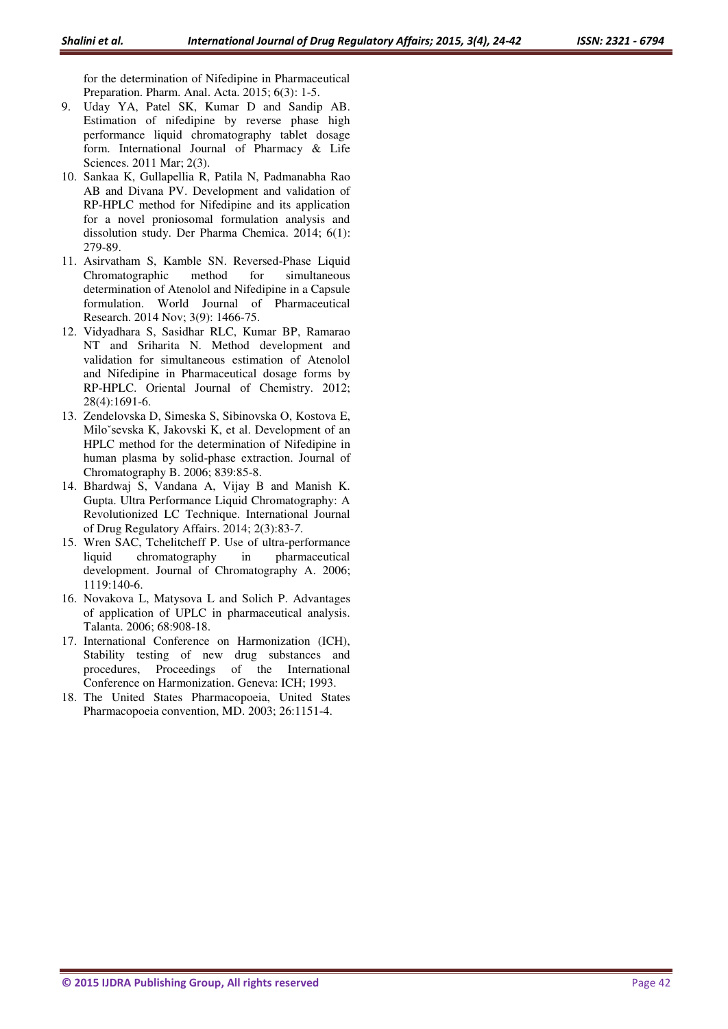for the determination of Nifedipine in Pharmaceutical Preparation. Pharm. Anal. Acta. 2015; 6(3): 1-5.

9. Uday YA, Patel SK, Kumar D and Sandip AB. Estimation of nifedipine by reverse phase high performance liquid chromatography tablet dosage form. International Journal of Pharmacy & Life Sciences. 2011 Mar; 2(3).
10. Sankaa K, Gullapellia R, Patila N, Padmanabha Rao AB and Divana PV. Development and validation of RP-HPLC method for Nifedipine and its application for a novel proniosomal formulation analysis and dissolution study. Der Pharma Chemica. 2014; 6(1): 279-89.
11. Asirvatham S, Kamble SN. Reversed-Phase Liquid Chromatographic method for simultaneous determination of Atenolol and Nifedipine in a Capsule formulation. World Journal of Pharmaceutical Research. 2014 Nov; 3(9): 1466-75.
12. Vidyadhara S, Sasidhar RLC, Kumar BP, Ramarao NT and Sriharita N. Method development and validation for simultaneous estimation of Atenolol and Nifedipine in Pharmaceutical dosage forms by RP-HPLC. Oriental Journal of Chemistry. 2012; 28(4):1691-6.
13. Zendelovska D, Simeska S, Sibinovska O, Kostova E, Miloˇsevska K, Jakovski K, et al. Development of an HPLC method for the determination of Nifedipine in human plasma by solid-phase extraction. Journal of Chromatography B. 2006; 839:85-8.
14. Bhardwaj S, Vandana A, Vijay B and Manish K. Gupta. Ultra Performance Liquid Chromatography: A Revolutionized LC Technique. International Journal of Drug Regulatory Affairs. 2014; 2(3):83-7.
15. Wren SAC, Tchelitcheff P. Use of ultra-performance liquid chromatography in pharmaceutical development. Journal of Chromatography A. 2006; 1119:140-6.
16. Novakova L, Matysova L and Solich P. Advantages of application of UPLC in pharmaceutical analysis. Talanta. 2006; 68:908-18.
17. International Conference on Harmonization (ICH), Stability testing of new drug substances and procedures, Proceedings of the International Conference on Harmonization. Geneva: ICH; 1993.
18. The United States Pharmacopoeia, United States Pharmacopoeia convention, MD. 2003; 26:1151-4.